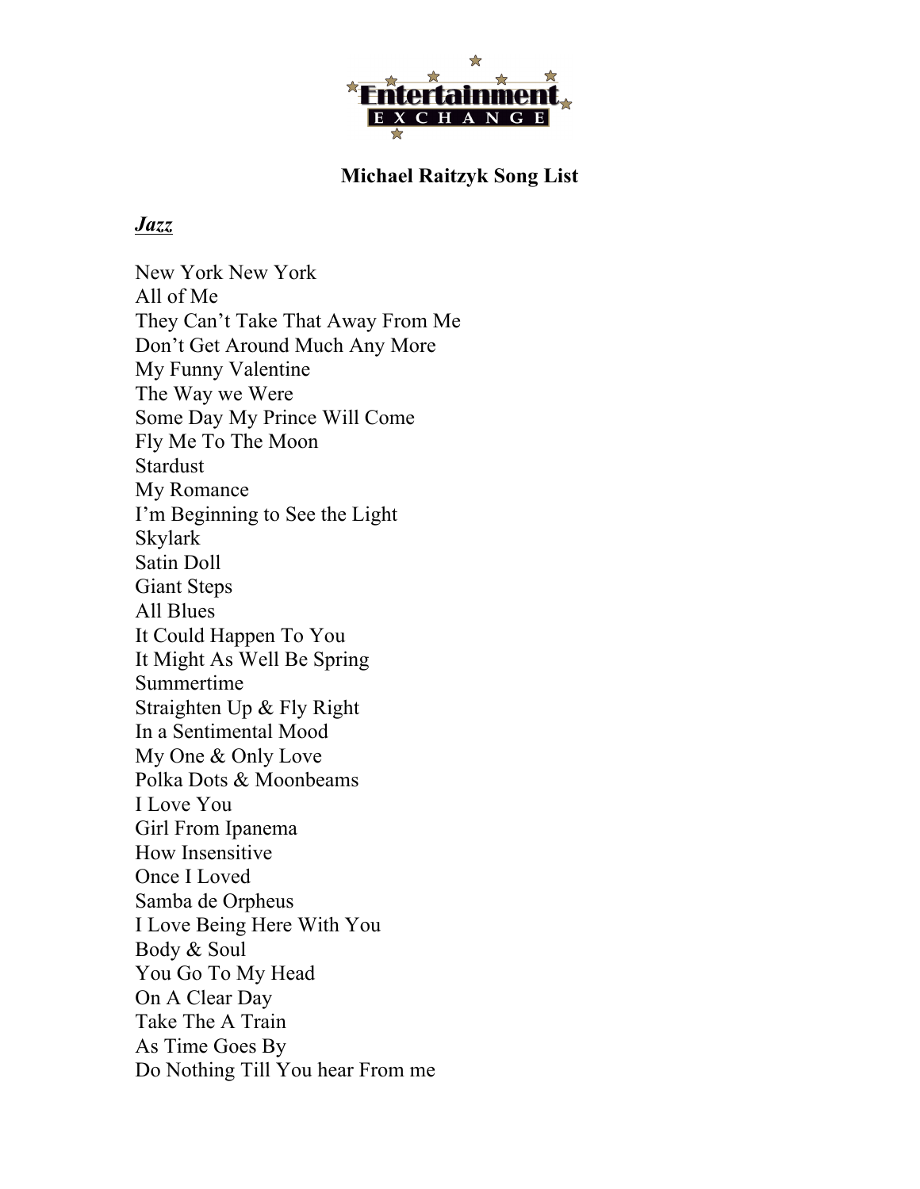Entertainment EXCHANGE

# Michael Raitzyk Song List

## ***Jazz***

New York New York
All of Me
They Can't Take That Away From Me
Don't Get Around Much Any More
My Funny Valentine
The Way we Were
Some Day My Prince Will Come
Fly Me To The Moon
Stardust
My Romance
I'm Beginning to See the Light
Skylark
Satin Doll
Giant Steps
All Blues
It Could Happen To You
It Might As Well Be Spring
Summertime
Straighten Up & Fly Right
In a Sentimental Mood
My One & Only Love
Polka Dots & Moonbeams
I Love You
Girl From Ipanema
How Insensitive
Once I Loved
Samba de Orpheus
I Love Being Here With You
Body & Soul
You Go To My Head
On A Clear Day
Take The A Train
As Time Goes By
Do Nothing Till You hear From me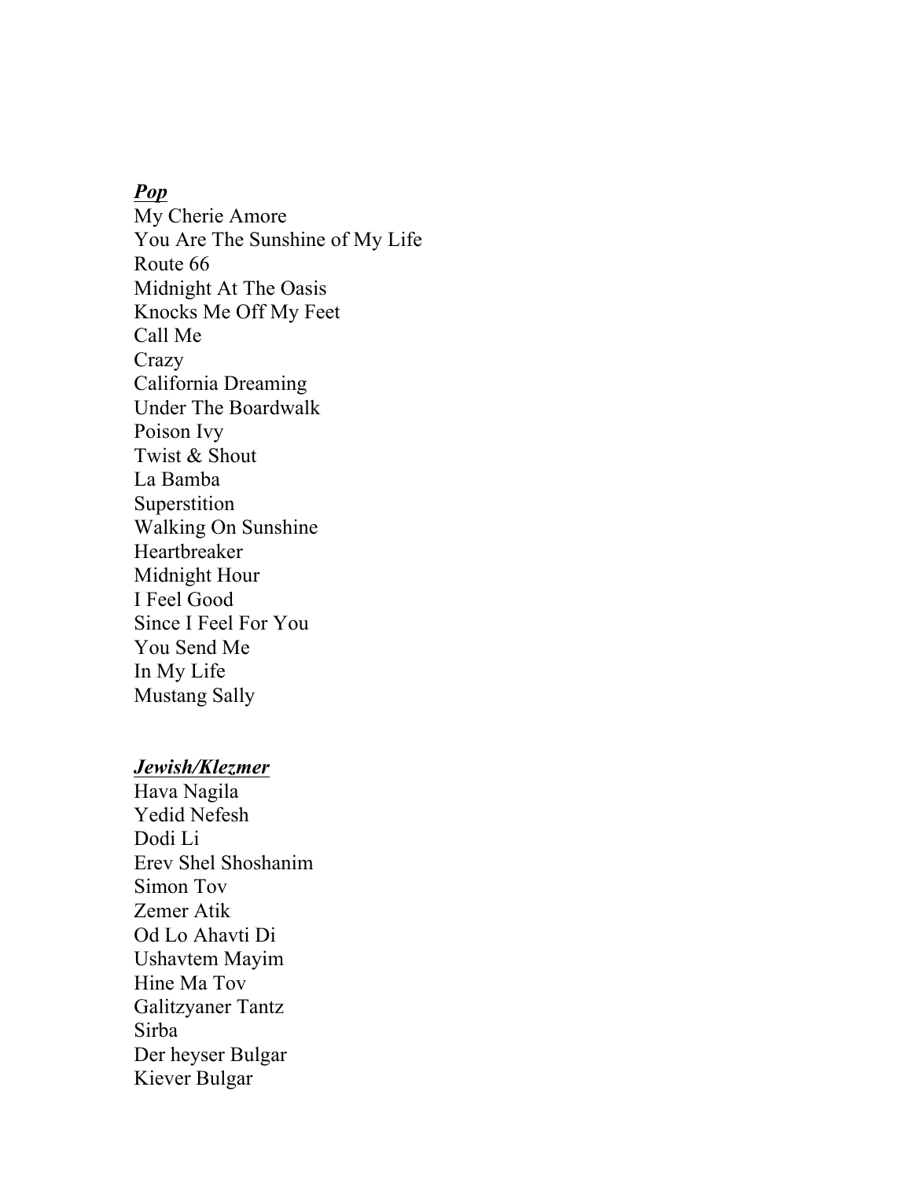***Pop***

My Cherie Amore
You Are The Sunshine of My Life
Route 66
Midnight At The Oasis
Knocks Me Off My Feet
Call Me
Crazy
California Dreaming
Under The Boardwalk
Poison Ivy
Twist & Shout
La Bamba
Superstition
Walking On Sunshine
Heartbreaker
Midnight Hour
I Feel Good
Since I Feel For You
You Send Me
In My Life
Mustang Sally

***Jewish/Klezmer***

Hava Nagila
Yedid Nefesh
Dodi Li
Erev Shel Shoshanim
Simon Tov
Zemer Atik
Od Lo Ahavti Di
Ushavtem Mayim
Hine Ma Tov
Galitzyaner Tantz
Sirba
Der heyser Bulgar
Kiever Bulgar